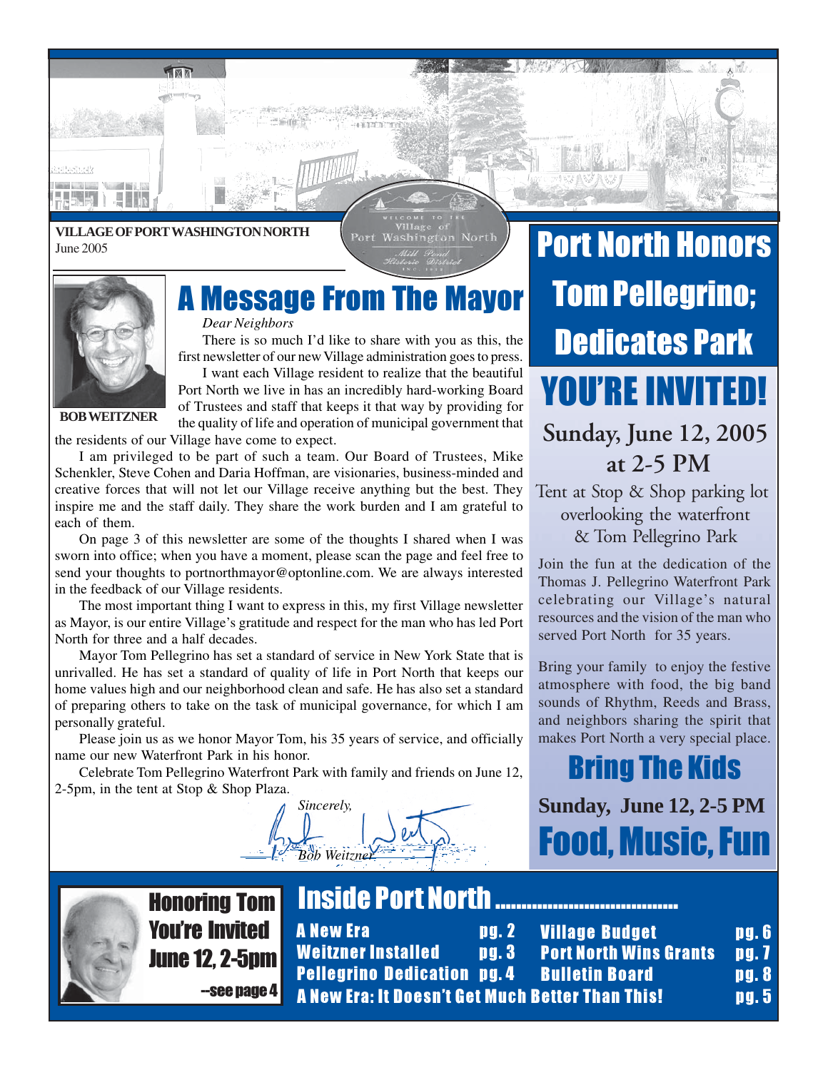**VILLAGE OF PORT WASHINGTON NORTH**
June 2005

Welcome to the Village of Port Washington North
Mill Pond Historic District

# A Message From The Mayor

BOB WEITZNER

*Dear Neighbors*

There is so much I'd like to share with you as this, the first newsletter of our new Village administration goes to press.

I want each Village resident to realize that the beautiful Port North we live in has an incredibly hard-working Board of Trustees and staff that keeps it that way by providing for the quality of life and operation of municipal government that the residents of our Village have come to expect.

I am privileged to be part of such a team. Our Board of Trustees, Mike Schenkler, Steve Cohen and Daria Hoffman, are visionaries, business-minded and creative forces that will not let our Village receive anything but the best. They inspire me and the staff daily. They share the work burden and I am grateful to each of them.

On page 3 of this newsletter are some of the thoughts I shared when I was sworn into office; when you have a moment, please scan the page and feel free to send your thoughts to portnorthmayor@optonline.com. We are always interested in the feedback of our Village residents.

The most important thing I want to express in this, my first Village newsletter as Mayor, is our entire Village's gratitude and respect for the man who has led Port North for three and a half decades.

Mayor Tom Pellegrino has set a standard of service in New York State that is unrivalled. He has set a standard of quality of life in Port North that keeps our home values high and our neighborhood clean and safe. He has also set a standard of preparing others to take on the task of municipal governance, for which I am personally grateful.

Please join us as we honor Mayor Tom, his 35 years of service, and officially name our new Waterfront Park in his honor.

Celebrate Tom Pellegrino Waterfront Park with family and friends on June 12, 2-5pm, in the tent at Stop & Shop Plaza.

*Sincerely,*

*Bob Weitzner*

# Port North Honors Tom Pellegrino; Dedicates Park

## YOU'RE INVITED!

**Sunday, June 12, 2005 at 2-5 PM**

Tent at Stop & Shop parking lot overlooking the waterfront & Tom Pellegrino Park

Join the fun at the dedication of the Thomas J. Pellegrino Waterfront Park celebrating our Village's natural resources and the vision of the man who served Port North for 35 years.

Bring your family to enjoy the festive atmosphere with food, the big band sounds of Rhythm, Reeds and Brass, and neighbors sharing the spirit that makes Port North a very special place.

## Bring The Kids

**Sunday, June 12, 2-5 PM**

## Food, Music, Fun

**Honoring Tom**
**You're Invited**
**June 12, 2-5pm**
--see page 4

## Inside Port North

| | | | |
|---|---|---|---|
| A New Era | pg. 2 | Village Budget | pg. 6 |
| Weitzner Installed | pg. 3 | Port North Wins Grants | pg. 7 |
| Pellegrino Dedication | pg. 4 | Bulletin Board | pg. 8 |
| A New Era: It Doesn't Get Much Better Than This! | | | pg. 5 |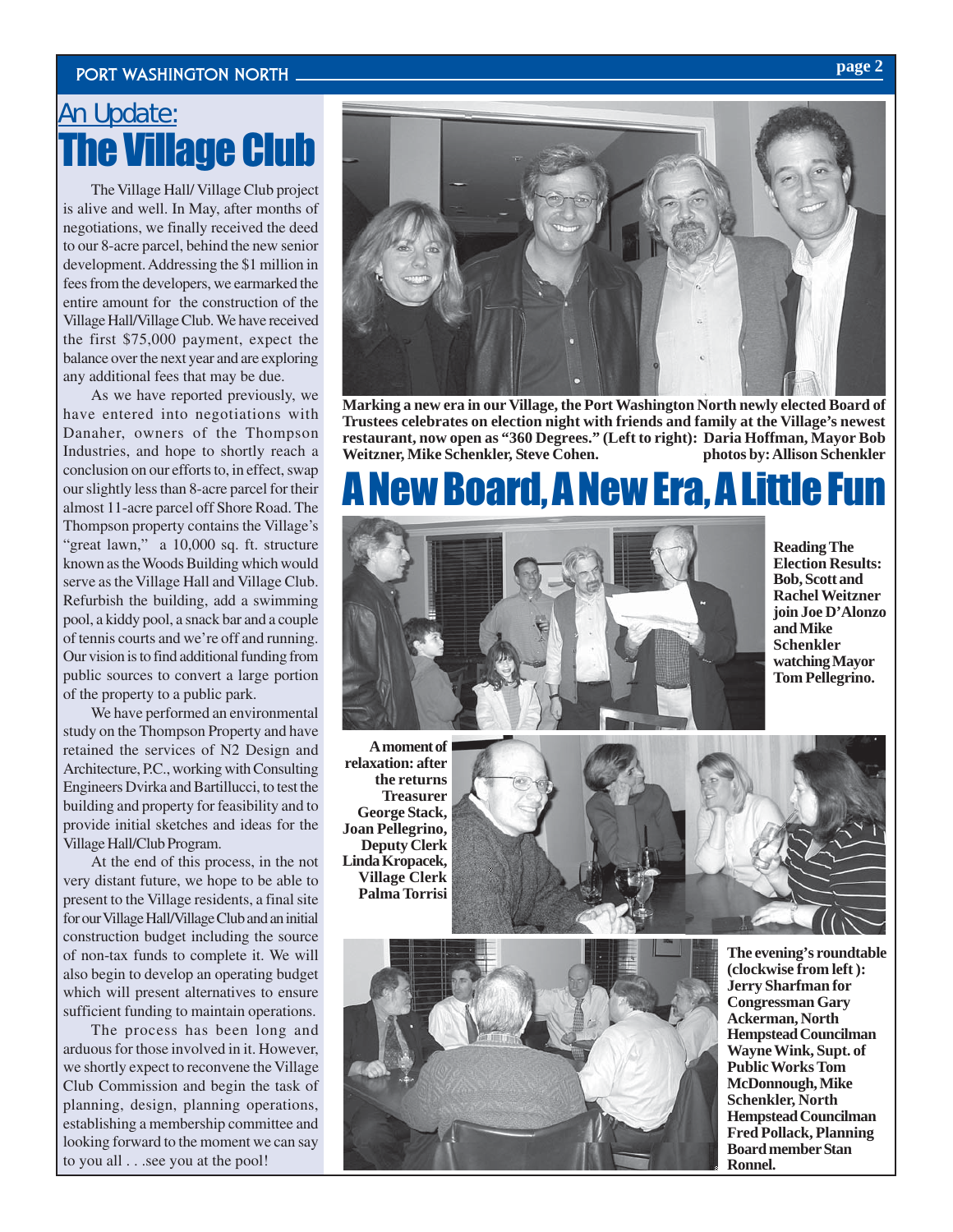## An Update:
# The Village Club

The Village Hall/ Village Club project is alive and well. In May, after months of negotiations, we finally received the deed to our 8-acre parcel, behind the new senior development. Addressing the $1 million in fees from the developers, we earmarked the entire amount for the construction of the Village Hall/Village Club. We have received the first $75,000 payment, expect the balance over the next year and are exploring any additional fees that may be due.

As we have reported previously, we have entered into negotiations with Danaher, owners of the Thompson Industries, and hope to shortly reach a conclusion on our efforts to, in effect, swap our slightly less than 8-acre parcel for their almost 11-acre parcel off Shore Road. The Thompson property contains the Village's "great lawn," a 10,000 sq. ft. structure known as the Woods Building which would serve as the Village Hall and Village Club. Refurbish the building, add a swimming pool, a kiddy pool, a snack bar and a couple of tennis courts and we're off and running. Our vision is to find additional funding from public sources to convert a large portion of the property to a public park.

We have performed an environmental study on the Thompson Property and have retained the services of N2 Design and Architecture, P.C., working with Consulting Engineers Dvirka and Bartillucci, to test the building and property for feasibility and to provide initial sketches and ideas for the Village Hall/Club Program.

At the end of this process, in the not very distant future, we hope to be able to present to the Village residents, a final site for our Village Hall/Village Club and an initial construction budget including the source of non-tax funds to complete it. We will also begin to develop an operating budget which will present alternatives to ensure sufficient funding to maintain operations.

The process has been long and arduous for those involved in it. However, we shortly expect to reconvene the Village Club Commission and begin the task of planning, design, planning operations, establishing a membership committee and looking forward to the moment we can say to you all . . .see you at the pool!

**Marking a new era in our Village, the Port Washington North newly elected Board of Trustees celebrates on election night with friends and family at the Village's newest restaurant, now open as "360 Degrees." (Left to right): Daria Hoffman, Mayor Bob Weitzner, Mike Schenkler, Steve Cohen. photos by: Allison Schenkler**

# A New Board, A New Era, A Little Fun

**Reading The Election Results: Bob, Scott and Rachel Weitzner join Joe D'Alonzo and Mike Schenkler watching Mayor Tom Pellegrino.**

**A moment of relaxation: after the returns Treasurer George Stack, Joan Pellegrino, Deputy Clerk Linda Kropacek, Village Clerk Palma Torrisi**

**The evening's roundtable (clockwise from left ): Jerry Sharfman for Congressman Gary Ackerman, North Hempstead Councilman Wayne Wink, Supt. of Public Works Tom McDonnough, Mike Schenkler, North Hempstead Councilman Fred Pollack, Planning Board member Stan Ronnel.**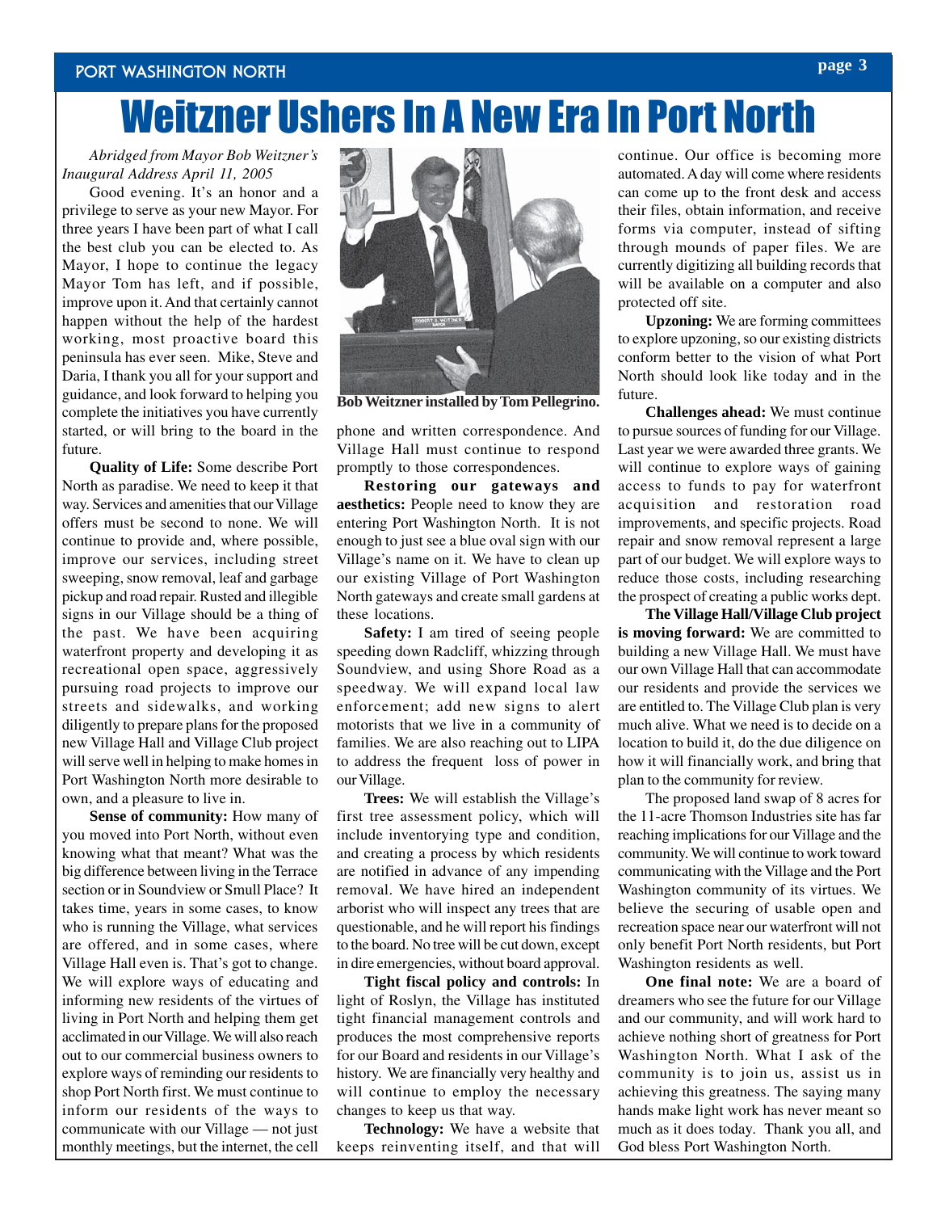# Weitzner Ushers In A New Era In Port North

*Abridged from Mayor Bob Weitzner's Inaugural Address April 11, 2005*

Good evening. It's an honor and a privilege to serve as your new Mayor. For three years I have been part of what I call the best club you can be elected to. As Mayor, I hope to continue the legacy Mayor Tom has left, and if possible, improve upon it. And that certainly cannot happen without the help of the hardest working, most proactive board this peninsula has ever seen. Mike, Steve and Daria, I thank you all for your support and guidance, and look forward to helping you complete the initiatives you have currently started, or will bring to the board in the future.

**Quality of Life:** Some describe Port North as paradise. We need to keep it that way. Services and amenities that our Village offers must be second to none. We will continue to provide and, where possible, improve our services, including street sweeping, snow removal, leaf and garbage pickup and road repair. Rusted and illegible signs in our Village should be a thing of the past. We have been acquiring waterfront property and developing it as recreational open space, aggressively pursuing road projects to improve our streets and sidewalks, and working diligently to prepare plans for the proposed new Village Hall and Village Club project will serve well in helping to make homes in Port Washington North more desirable to own, and a pleasure to live in.

**Sense of community:** How many of you moved into Port North, without even knowing what that meant? What was the big difference between living in the Terrace section or in Soundview or Smull Place? It takes time, years in some cases, to know who is running the Village, what services are offered, and in some cases, where Village Hall even is. That's got to change. We will explore ways of educating and informing new residents of the virtues of living in Port North and helping them get acclimated in our Village. We will also reach out to our commercial business owners to explore ways of reminding our residents to shop Port North first. We must continue to inform our residents of the ways to communicate with our Village — not just monthly meetings, but the internet, the cell phone and written correspondence. And Village Hall must continue to respond promptly to those correspondences.

Bob Weitzner installed by Tom Pellegrino.

**Restoring our gateways and aesthetics:** People need to know they are entering Port Washington North. It is not enough to just see a blue oval sign with our Village's name on it. We have to clean up our existing Village of Port Washington North gateways and create small gardens at these locations.

**Safety:** I am tired of seeing people speeding down Radcliff, whizzing through Soundview, and using Shore Road as a speedway. We will expand local law enforcement; add new signs to alert motorists that we live in a community of families. We are also reaching out to LIPA to address the frequent loss of power in our Village.

**Trees:** We will establish the Village's first tree assessment policy, which will include inventorying type and condition, and creating a process by which residents are notified in advance of any impending removal. We have hired an independent arborist who will inspect any trees that are questionable, and he will report his findings to the board. No tree will be cut down, except in dire emergencies, without board approval.

**Tight fiscal policy and controls:** In light of Roslyn, the Village has instituted tight financial management controls and produces the most comprehensive reports for our Board and residents in our Village's history. We are financially very healthy and will continue to employ the necessary changes to keep us that way.

**Technology:** We have a website that keeps reinventing itself, and that will continue. Our office is becoming more automated. A day will come where residents can come up to the front desk and access their files, obtain information, and receive forms via computer, instead of sifting through mounds of paper files. We are currently digitizing all building records that will be available on a computer and also protected off site.

**Upzoning:** We are forming committees to explore upzoning, so our existing districts conform better to the vision of what Port North should look like today and in the future.

**Challenges ahead:** We must continue to pursue sources of funding for our Village. Last year we were awarded three grants. We will continue to explore ways of gaining access to funds to pay for waterfront acquisition and restoration road improvements, and specific projects. Road repair and snow removal represent a large part of our budget. We will explore ways to reduce those costs, including researching the prospect of creating a public works dept.

**The Village Hall/Village Club project is moving forward:** We are committed to building a new Village Hall. We must have our own Village Hall that can accommodate our residents and provide the services we are entitled to. The Village Club plan is very much alive. What we need is to decide on a location to build it, do the due diligence on how it will financially work, and bring that plan to the community for review.

The proposed land swap of 8 acres for the 11-acre Thomson Industries site has far reaching implications for our Village and the community. We will continue to work toward communicating with the Village and the Port Washington community of its virtues. We believe the securing of usable open and recreation space near our waterfront will not only benefit Port North residents, but Port Washington residents as well.

**One final note:** We are a board of dreamers who see the future for our Village and our community, and will work hard to achieve nothing short of greatness for Port Washington North. What I ask of the community is to join us, assist us in achieving this greatness. The saying many hands make light work has never meant so much as it does today. Thank you all, and God bless Port Washington North.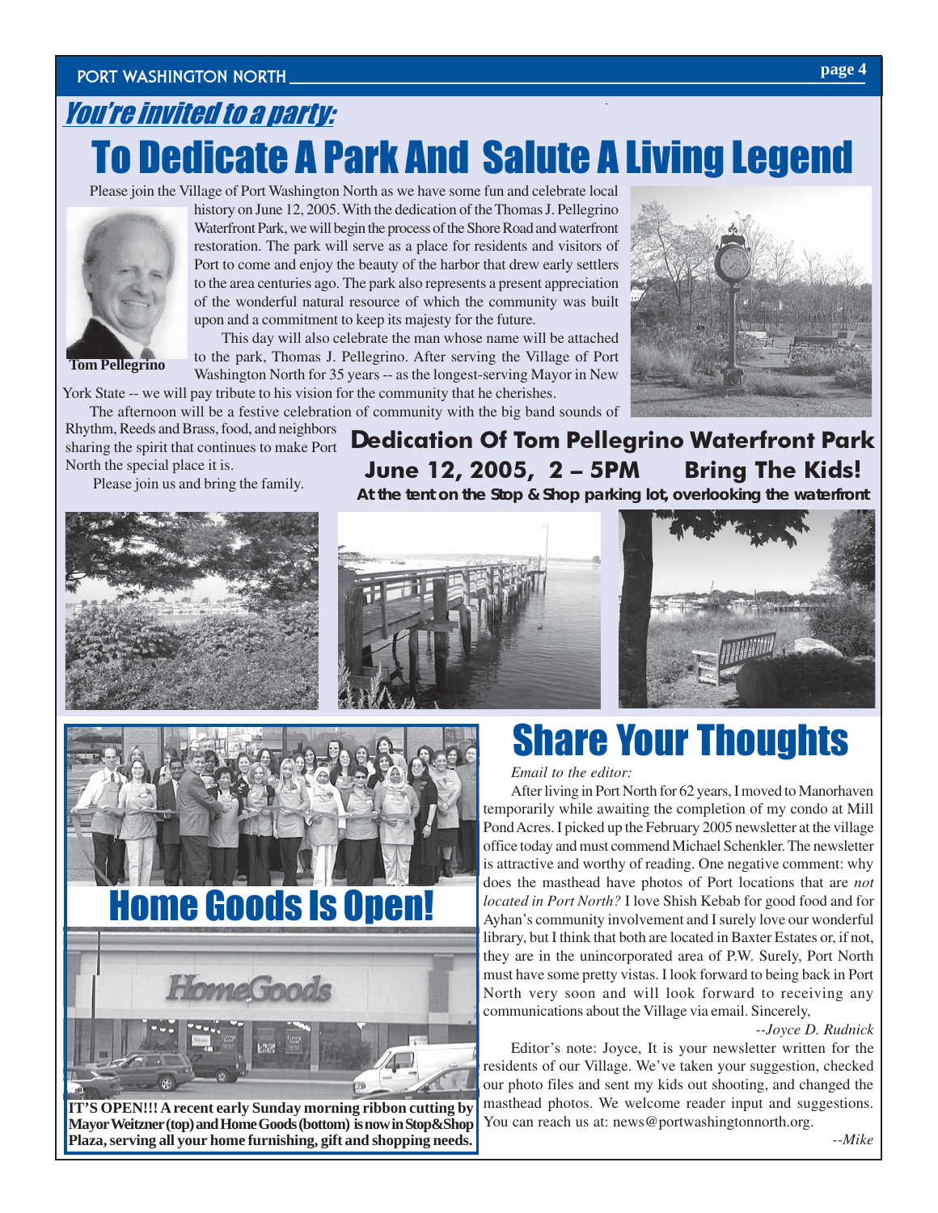*You're invited to a party:*

# To Dedicate A Park And Salute A Living Legend

Please join the Village of Port Washington North as we have some fun and celebrate local history on June 12, 2005. With the dedication of the Thomas J. Pellegrino Waterfront Park, we will begin the process of the Shore Road and waterfront restoration. The park will serve as a place for residents and visitors of Port to come and enjoy the beauty of the harbor that drew early settlers to the area centuries ago. The park also represents a present appreciation of the wonderful natural resource of which the community was built upon and a commitment to keep its majesty for the future.

**Tom Pellegrino**

This day will also celebrate the man whose name will be attached to the park, Thomas J. Pellegrino. After serving the Village of Port Washington North for 35 years -- as the longest-serving Mayor in New York State -- we will pay tribute to his vision for the community that he cherishes.

The afternoon will be a festive celebration of community with the big band sounds of Rhythm, Reeds and Brass, food, and neighbors sharing the spirit that continues to make Port North the special place it is.

Please join us and bring the family.

**Dedication Of Tom Pellegrino Waterfront Park**

**June 12, 2005, 2 – 5PM Bring The Kids!**

**At the tent on the Stop & Shop parking lot, overlooking the waterfront**

# Home Goods Is Open!

**IT'S OPEN!!! A recent early Sunday morning ribbon cutting by Mayor Weitzner (top) and Home Goods (bottom) is now in Stop&Shop Plaza, serving all your home furnishing, gift and shopping needs.**

# Share Your Thoughts

*Email to the editor:*

After living in Port North for 62 years, I moved to Manorhaven temporarily while awaiting the completion of my condo at Mill Pond Acres. I picked up the February 2005 newsletter at the village office today and must commend Michael Schenkler. The newsletter is attractive and worthy of reading. One negative comment: why does the masthead have photos of Port locations that are *not located in Port North?* I love Shish Kebab for good food and for Ayhan's community involvement and I surely love our wonderful library, but I think that both are located in Baxter Estates or, if not, they are in the unincorporated area of P.W. Surely, Port North must have some pretty vistas. I look forward to being back in Port North very soon and will look forward to receiving any communications about the Village via email. Sincerely,

*--Joyce D. Rudnick*

Editor's note: Joyce, It is your newsletter written for the residents of our Village. We've taken your suggestion, checked our photo files and sent my kids out shooting, and changed the masthead photos. We welcome reader input and suggestions. You can reach us at: news@portwashingtonnorth.org.

*--Mike*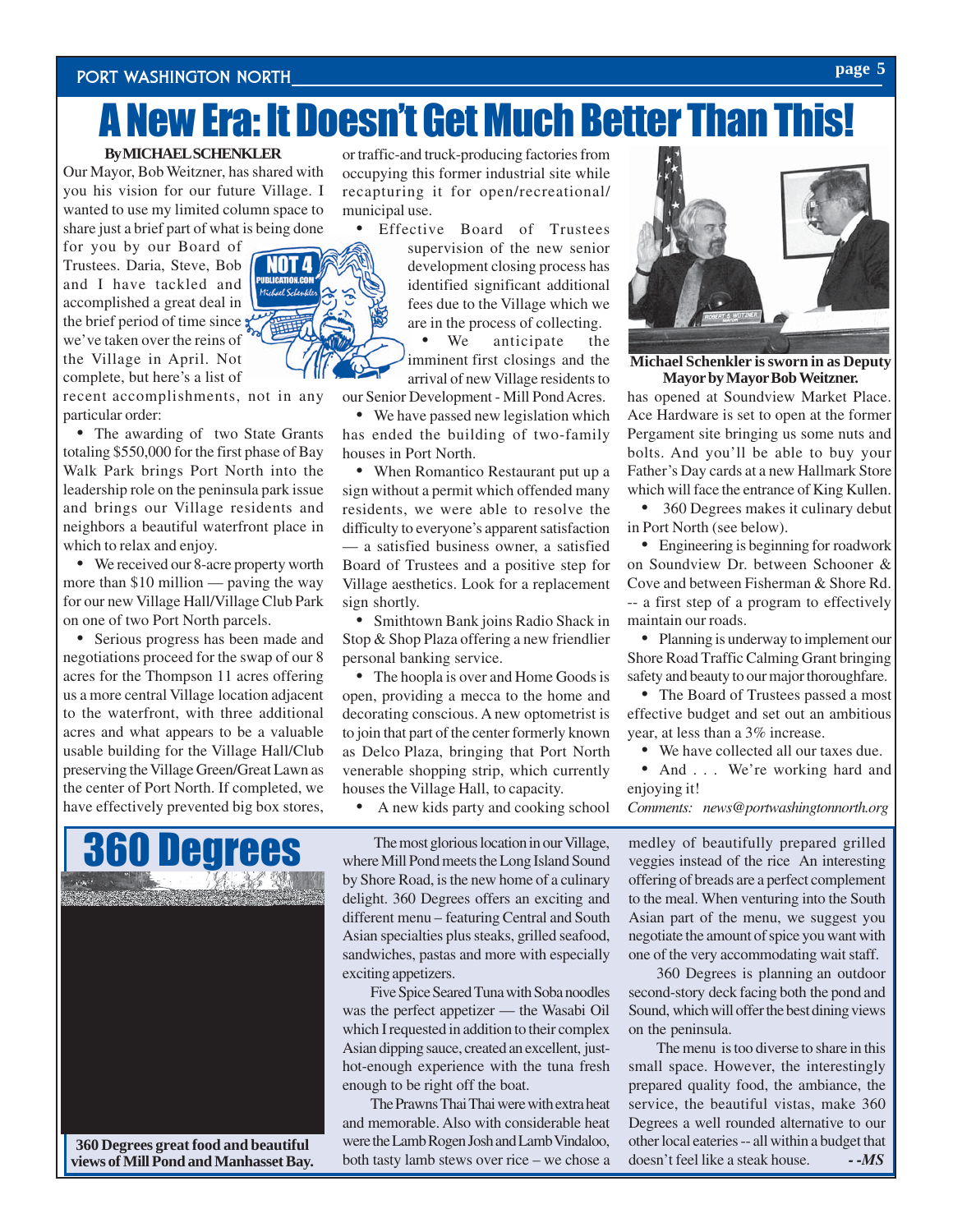# A New Era: It Doesn't Get Much Better Than This!

**By MICHAEL SCHENKLER**

Our Mayor, Bob Weitzner, has shared with you his vision for our future Village. I wanted to use my limited column space to share just a brief part of what is being done for you by our Board of Trustees. Daria, Steve, Bob and I have tackled and accomplished a great deal in the brief period of time since we've taken over the reins of the Village in April. Not complete, but here's a list of recent accomplishments, not in any particular order:

- The awarding of two State Grants totaling $550,000 for the first phase of Bay Walk Park brings Port North into the leadership role on the peninsula park issue and brings our Village residents and neighbors a beautiful waterfront place in which to relax and enjoy.
- We received our 8-acre property worth more than $10 million — paving the way for our new Village Hall/Village Club Park on one of two Port North parcels.
- Serious progress has been made and negotiations proceed for the swap of our 8 acres for the Thompson 11 acres offering us a more central Village location adjacent to the waterfront, with three additional acres and what appears to be a valuable usable building for the Village Hall/Club preserving the Village Green/Great Lawn as the center of Port North. If completed, we have effectively prevented big box stores, or traffic-and truck-producing factories from occupying this former industrial site while recapturing it for open/recreational/ municipal use.
- Effective Board of Trustees supervision of the new senior development closing process has identified significant additional fees due to the Village which we are in the process of collecting.
- We anticipate the imminent first closings and the arrival of new Village residents to our Senior Development - Mill Pond Acres.
- We have passed new legislation which has ended the building of two-family houses in Port North.
- When Romantico Restaurant put up a sign without a permit which offended many residents, we were able to resolve the difficulty to everyone's apparent satisfaction — a satisfied business owner, a satisfied Board of Trustees and a positive step for Village aesthetics. Look for a replacement sign shortly.
- Smithtown Bank joins Radio Shack in Stop & Shop Plaza offering a new friendlier personal banking service.
- The hoopla is over and Home Goods is open, providing a mecca to the home and decorating conscious. A new optometrist is to join that part of the center formerly known as Delco Plaza, bringing that Port North venerable shopping strip, which currently houses the Village Hall, to capacity.
- A new kids party and cooking school has opened at Soundview Market Place. Ace Hardware is set to open at the former Pergament site bringing us some nuts and bolts. And you'll be able to buy your Father's Day cards at a new Hallmark Store which will face the entrance of King Kullen.
- 360 Degrees makes it culinary debut in Port North (see below).
- Engineering is beginning for roadwork on Soundview Dr. between Schooner & Cove and between Fisherman & Shore Rd. -- a first step of a program to effectively maintain our roads.
- Planning is underway to implement our Shore Road Traffic Calming Grant bringing safety and beauty to our major thoroughfare.
- The Board of Trustees passed a most effective budget and set out an ambitious year, at less than a 3% increase.
- We have collected all our taxes due.
- And . . . We're working hard and enjoying it!

*Comments: news@portwashingtonnorth.org*

**Michael Schenkler is sworn in as Deputy Mayor by Mayor Bob Weitzner.**

# 360 Degrees

**360 Degrees great food and beautiful views of Mill Pond and Manhasset Bay.**

The most glorious location in our Village, where Mill Pond meets the Long Island Sound by Shore Road, is the new home of a culinary delight. 360 Degrees offers an exciting and different menu – featuring Central and South Asian specialties plus steaks, grilled seafood, sandwiches, pastas and more with especially exciting appetizers.

Five Spice Seared Tuna with Soba noodles was the perfect appetizer — the Wasabi Oil which I requested in addition to their complex Asian dipping sauce, created an excellent, just-hot-enough experience with the tuna fresh enough to be right off the boat.

The Prawns Thai Thai were with extra heat and memorable. Also with considerable heat were the Lamb Rogen Josh and Lamb Vindaloo, both tasty lamb stews over rice – we chose a medley of beautifully prepared grilled veggies instead of the rice An interesting offering of breads are a perfect complement to the meal. When venturing into the South Asian part of the menu, we suggest you negotiate the amount of spice you want with one of the very accommodating wait staff.

360 Degrees is planning an outdoor second-story deck facing both the pond and Sound, which will offer the best dining views on the peninsula.

The menu is too diverse to share in this small space. However, the interestingly prepared quality food, the ambiance, the service, the beautiful vistas, make 360 Degrees a well rounded alternative to our other local eateries -- all within a budget that doesn't feel like a steak house. ***- -MS***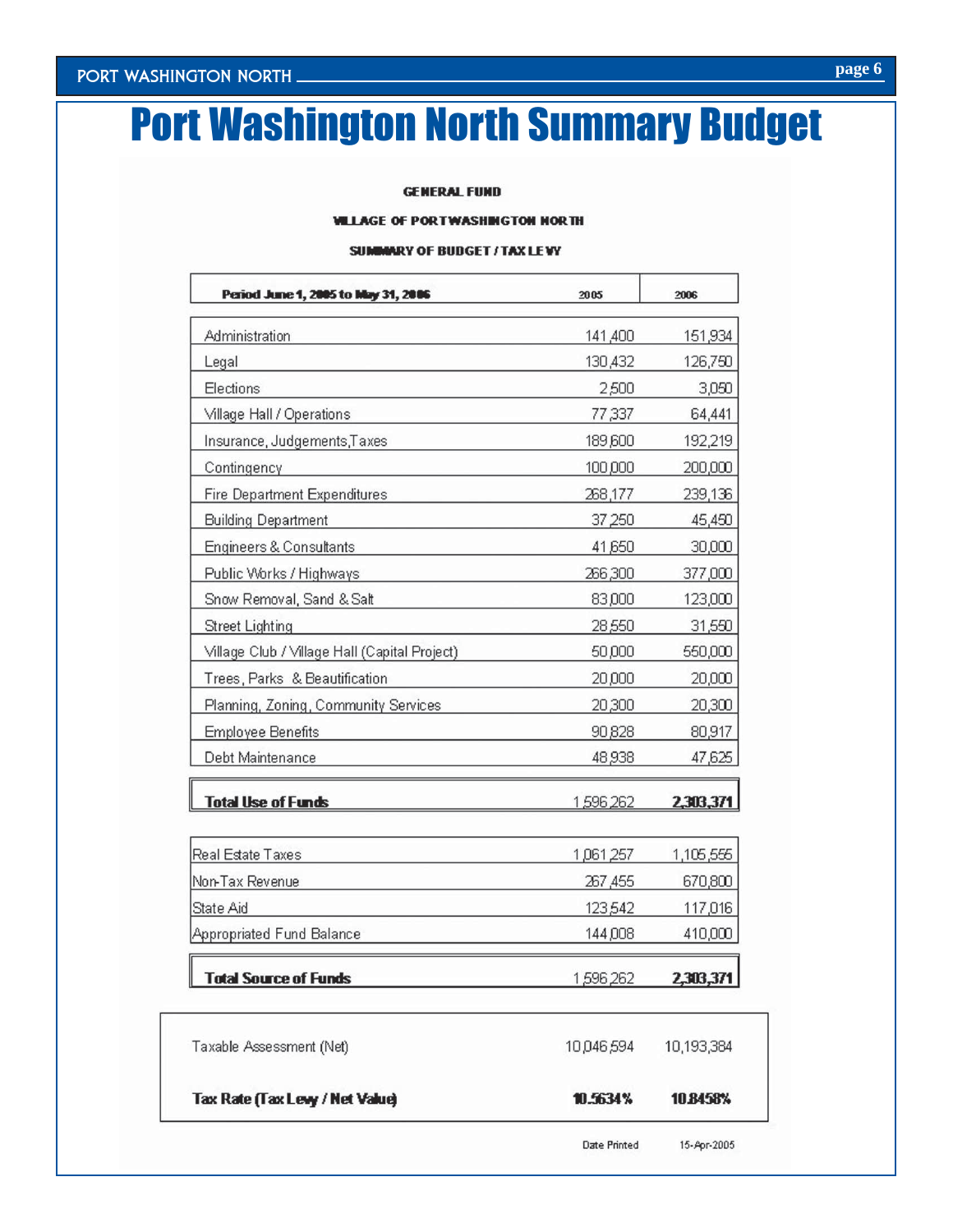# Port Washington North Summary Budget

**GENERAL FUND**

**VILLAGE OF PORT WASHINGTON NORTH**

**SUMMARY OF BUDGET / TAX LEVY**

| Period June 1, 2005 to May 31, 2006 | 2005 | 2006 |
|---|---|---|
| Administration | 141,400 | 151,934 |
| Legal | 130,432 | 126,750 |
| Elections | 2,500 | 3,050 |
| Village Hall / Operations | 77,337 | 64,441 |
| Insurance, Judgements,Taxes | 189,600 | 192,219 |
| Contingency | 100,000 | 200,000 |
| Fire Department Expenditures | 268,177 | 239,136 |
| Building Department | 37,250 | 45,450 |
| Engineers & Consultants | 41,650 | 30,000 |
| Public Works / Highways | 266,300 | 377,000 |
| Snow Removal, Sand & Salt | 83,000 | 123,000 |
| Street Lighting | 28,550 | 31,550 |
| Village Club / Village Hall (Capital Project) | 50,000 | 550,000 |
| Trees, Parks & Beautification | 20,000 | 20,000 |
| Planning, Zoning, Community Services | 20,300 | 20,300 |
| Employee Benefits | 90,828 | 80,917 |
| Debt Maintenance | 48,938 | 47,625 |
| **Total Use of Funds** | 1,596,262 | **2,303,371** |
| Real Estate Taxes | 1,061,257 | 1,105,555 |
| Non-Tax Revenue | 267,455 | 670,800 |
| State Aid | 123,542 | 117,016 |
| Appropriated Fund Balance | 144,008 | 410,000 |
| **Total Source of Funds** | 1,596,262 | **2,303,371** |

| | 2005 | 2006 |
|---|---|---|
| Taxable Assessment (Net) | 10,046,594 | 10,193,384 |
| **Tax Rate (Tax Levy / Net Value)** | **10.5634%** | **10.8458%** |

Date Printed 15-Apr-2005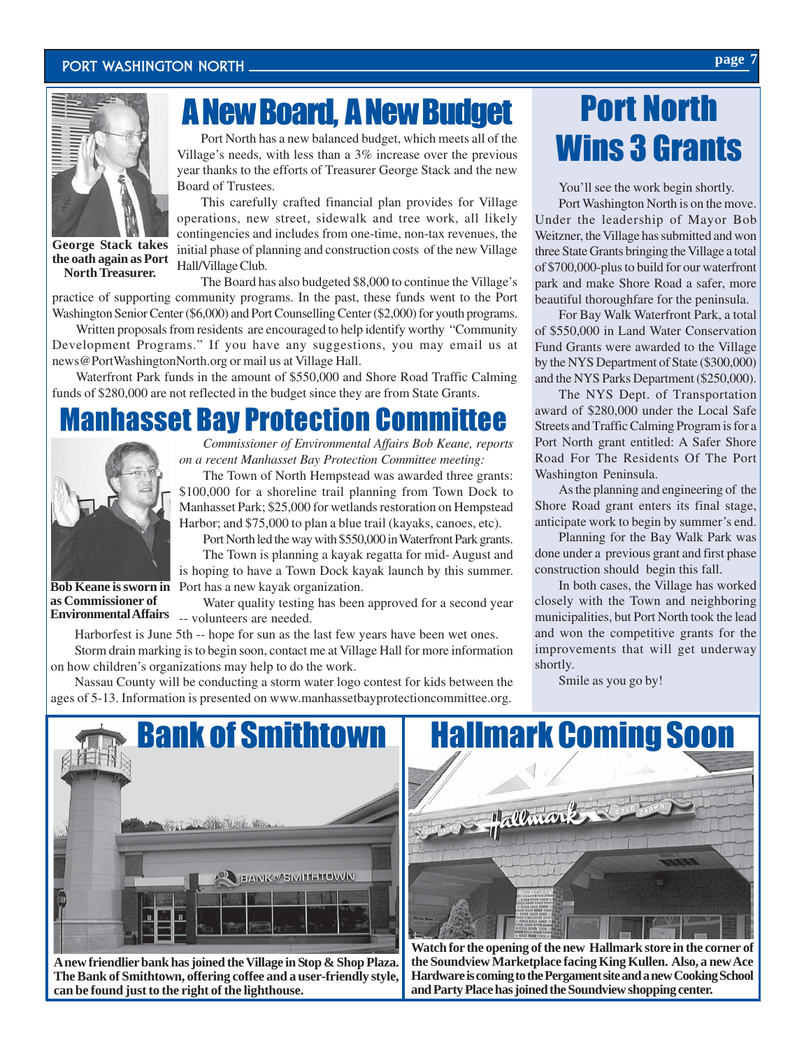# A New Board, A New Budget

**George Stack takes the oath again as Port North Treasurer.**

Port North has a new balanced budget, which meets all of the Village's needs, with less than a 3% increase over the previous year thanks to the efforts of Treasurer George Stack and the new Board of Trustees.

This carefully crafted financial plan provides for Village operations, new street, sidewalk and tree work, all likely contingencies and includes from one-time, non-tax revenues, the initial phase of planning and construction costs of the new Village Hall/Village Club.

The Board has also budgeted $8,000 to continue the Village's practice of supporting community programs. In the past, these funds went to the Port Washington Senior Center ($6,000) and Port Counselling Center ($2,000) for youth programs.

Written proposals from residents are encouraged to help identify worthy "Community Development Programs." If you have any suggestions, you may email us at news@PortWashingtonNorth.org or mail us at Village Hall.

Waterfront Park funds in the amount of $550,000 and Shore Road Traffic Calming funds of $280,000 are not reflected in the budget since they are from State Grants.

# Manhasset Bay Protection Committee

**Bob Keane is sworn in as Commissioner of Environmental Affairs**

*Commissioner of Environmental Affairs Bob Keane, reports on a recent Manhasset Bay Protection Committee meeting:*

The Town of North Hempstead was awarded three grants: $100,000 for a shoreline trail planning from Town Dock to Manhasset Park; $25,000 for wetlands restoration on Hempstead Harbor; and $75,000 to plan a blue trail (kayaks, canoes, etc).

Port North led the way with $550,000 in Waterfront Park grants.

The Town is planning a kayak regatta for mid- August and is hoping to have a Town Dock kayak launch by this summer. Port has a new kayak organization.

Water quality testing has been approved for a second year -- volunteers are needed.

Harborfest is June 5th -- hope for sun as the last few years have been wet ones.

Storm drain marking is to begin soon, contact me at Village Hall for more information on how children's organizations may help to do the work.

Nassau County will be conducting a storm water logo contest for kids between the ages of 5-13. Information is presented on www.manhassetbayprotectioncommittee.org.

# Port North Wins 3 Grants

You'll see the work begin shortly.

Port Washington North is on the move. Under the leadership of Mayor Bob Weitzner, the Village has submitted and won three State Grants bringing the Village a total of $700,000-plus to build for our waterfront park and make Shore Road a safer, more beautiful thoroughfare for the peninsula.

For Bay Walk Waterfront Park, a total of $550,000 in Land Water Conservation Fund Grants were awarded to the Village by the NYS Department of State ($300,000) and the NYS Parks Department ($250,000).

The NYS Dept. of Transportation award of $280,000 under the Local Safe Streets and Traffic Calming Program is for a Port North grant entitled: A Safer Shore Road For The Residents Of The Port Washington Peninsula.

As the planning and engineering of the Shore Road grant enters its final stage, anticipate work to begin by summer's end.

Planning for the Bay Walk Park was done under a previous grant and first phase construction should begin this fall.

In both cases, the Village has worked closely with the Town and neighboring municipalities, but Port North took the lead and won the competitive grants for the improvements that will get underway shortly.

Smile as you go by!

# Bank of Smithtown

**A new friendlier bank has joined the Village in Stop & Shop Plaza. The Bank of Smithtown, offering coffee and a user-friendly style, can be found just to the right of the lighthouse.**

# Hallmark Coming Soon

**Watch for the opening of the new Hallmark store in the corner of the Soundview Marketplace facing King Kullen. Also, a new Ace Hardware is coming to the Pergament site and a new Cooking School and Party Place has joined the Soundview shopping center.**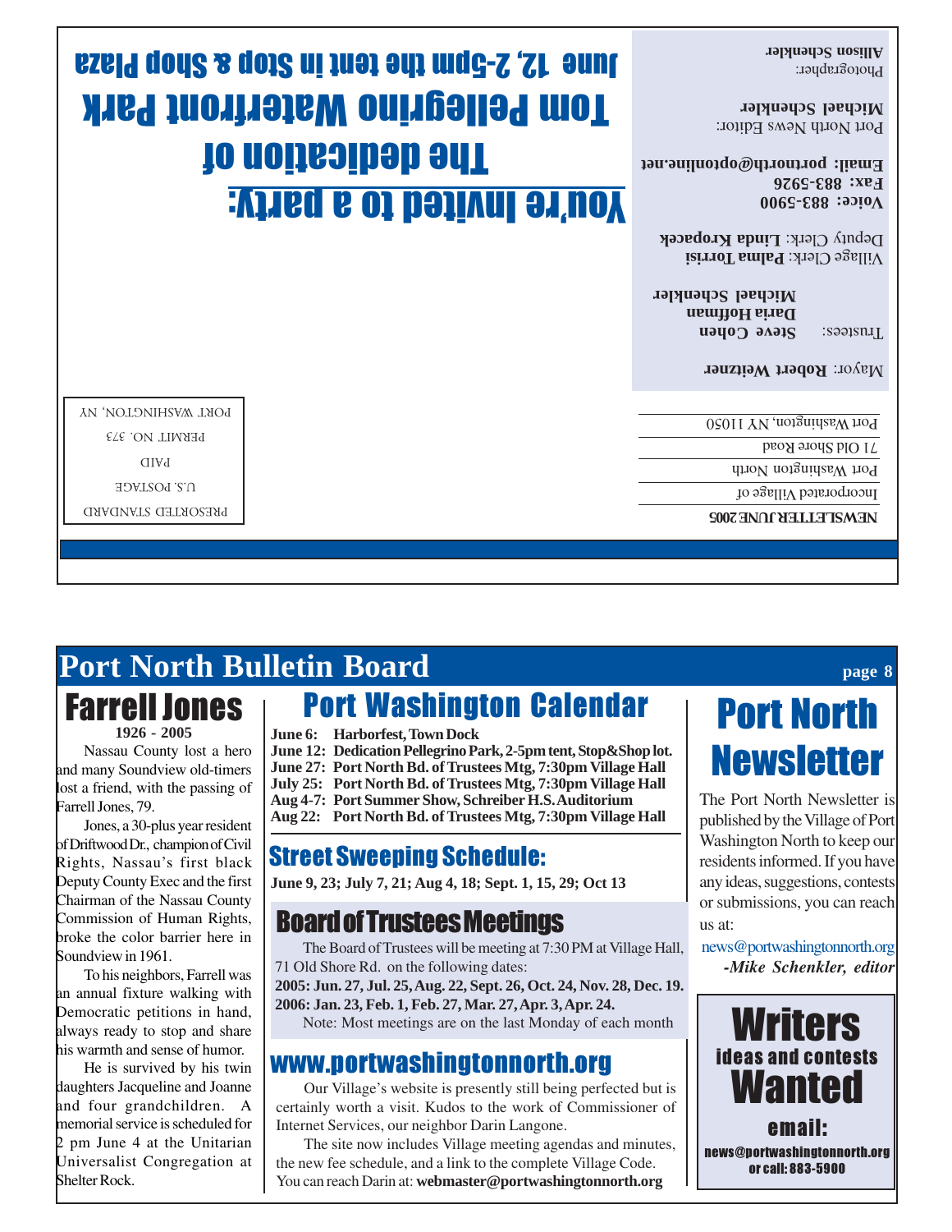**NEWSLETTER JUNE 2005**

Incorporated Village of
Port Washington North
71 Old Shore Road
Port Washington, NY 11050

PRESORTED STANDARD
U.S. POSTAGE
PAID
PERMIT NO. 373
PORT WASHINGTON, NY

Mayor: **Robert Weitzner**

Trustees: **Steve Cohen**
**Daria Hoffman**
**Michael Schenkler**

Village Clerk: **Palma Torrisi**
Deputy Clerk: **Linda Kropacek**

**Voice: 883-5900**
**Fax: 883-5926**
**Email: portnorth@optonline.net**

Port North News Editor:
**Michael Schenkler**

Photographer:
**Allison Schenkler**

# You're invited to a party:
# The dedication of Tom Pellegrino Waterfront Park
## June 12, 2-5pm the tent in Stop & Shop Plaza

# Port North Bulletin Board

## Farrell Jones

**1926 - 2005**

Nassau County lost a hero and many Soundview old-timers lost a friend, with the passing of Farrell Jones, 79.

Jones, a 30-plus year resident of Driftwood Dr., champion of Civil Rights, Nassau's first black Deputy County Exec and the first Chairman of the Nassau County Commission of Human Rights, broke the color barrier here in Soundview in 1961.

To his neighbors, Farrell was an annual fixture walking with Democratic petitions in hand, always ready to stop and share his warmth and sense of humor.

He is survived by his twin daughters Jacqueline and Joanne and four grandchildren. A memorial service is scheduled for 2 pm June 4 at the Unitarian Universalist Congregation at Shelter Rock.

## Port Washington Calendar

**June 6: Harborfest, Town Dock**
**June 12: Dedication Pellegrino Park, 2-5pm tent, Stop&Shop lot.**
**June 27: Port North Bd. of Trustees Mtg, 7:30pm Village Hall**
**July 25: Port North Bd. of Trustees Mtg, 7:30pm Village Hall**
**Aug 4-7: Port Summer Show, Schreiber H.S. Auditorium**
**Aug 22: Port North Bd. of Trustees Mtg, 7:30pm Village Hall**

## Street Sweeping Schedule:

**June 9, 23; July 7, 21; Aug 4, 18; Sept. 1, 15, 29; Oct 13**

## Board of Trustees Meetings

The Board of Trustees will be meeting at 7:30 PM at Village Hall, 71 Old Shore Rd. on the following dates:

**2005: Jun. 27, Jul. 25, Aug. 22, Sept. 26, Oct. 24, Nov. 28, Dec. 19.**
**2006: Jan. 23, Feb. 1, Feb. 27, Mar. 27, Apr. 3, Apr. 24.**

Note: Most meetings are on the last Monday of each month

## www.portwashingtonnorth.org

Our Village's website is presently still being perfected but is certainly worth a visit. Kudos to the work of Commissioner of Internet Services, our neighbor Darin Langone.

The site now includes Village meeting agendas and minutes, the new fee schedule, and a link to the complete Village Code. You can reach Darin at: **webmaster@portwashingtonnorth.org**

## Port North Newsletter

The Port North Newsletter is published by the Village of Port Washington North to keep our residents informed. If you have any ideas, suggestions, contests or submissions, you can reach us at:

news@portwashingtonnorth.org

***-Mike Schenkler, editor***

## Writers
### ideas and contests
## Wanted

**email:**
**news@portwashingtonnorth.org**
**or call: 883-5900**